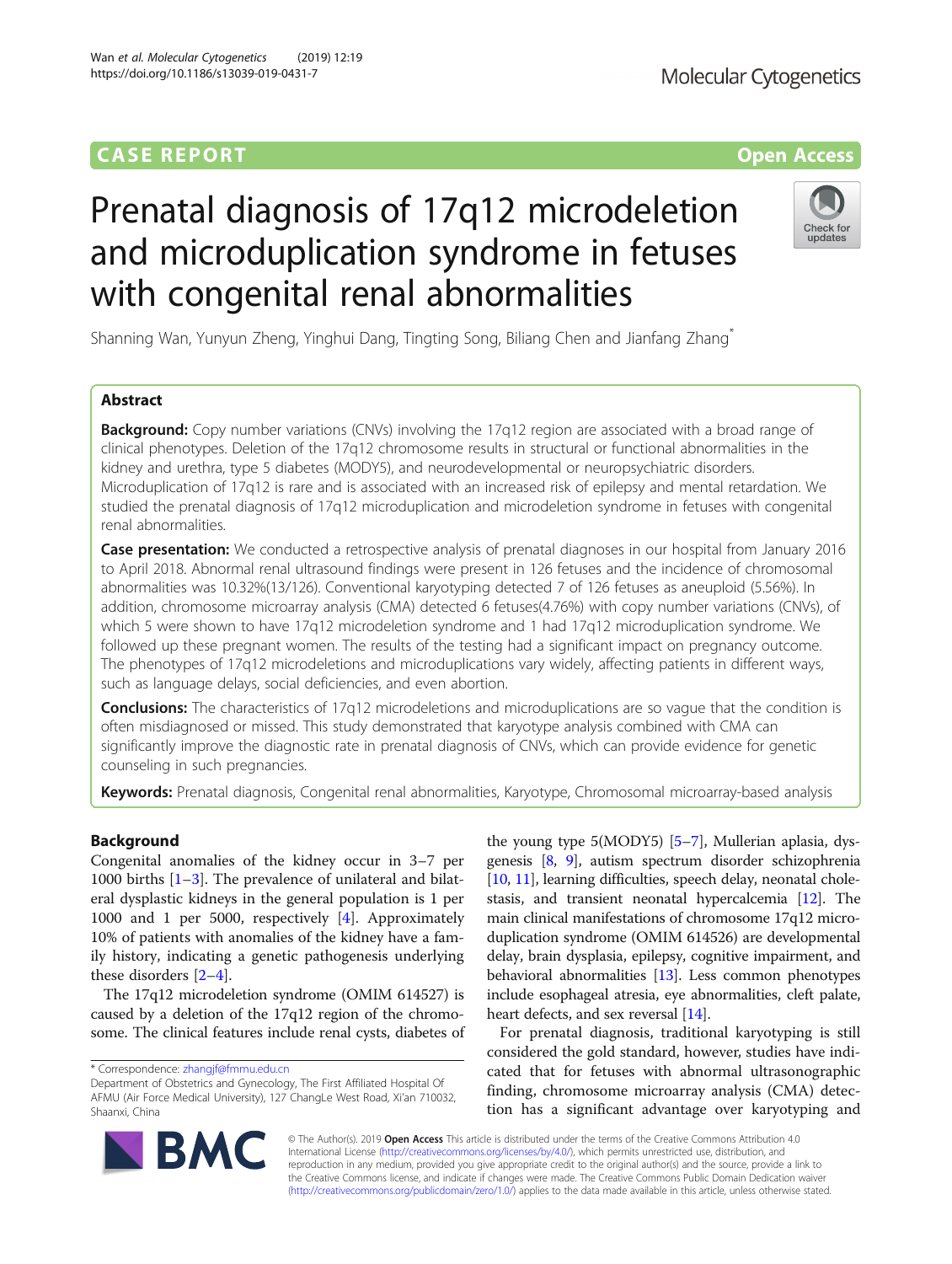CASE REPORT

Open Access

# Prenatal diagnosis of 17q12 microdeletion and microduplication syndrome in fetuses with congenital renal abnormalities

Shanning Wan, Yunyun Zheng, Yinghui Dang, Tingting Song, Biliang Chen and Jianfang Zhang*

## Abstract

**Background:** Copy number variations (CNVs) involving the 17q12 region are associated with a broad range of clinical phenotypes. Deletion of the 17q12 chromosome results in structural or functional abnormalities in the kidney and urethra, type 5 diabetes (MODY5), and neurodevelopmental or neuropsychiatric disorders. Microduplication of 17q12 is rare and is associated with an increased risk of epilepsy and mental retardation. We studied the prenatal diagnosis of 17q12 microduplication and microdeletion syndrome in fetuses with congenital renal abnormalities.

**Case presentation:** We conducted a retrospective analysis of prenatal diagnoses in our hospital from January 2016 to April 2018. Abnormal renal ultrasound findings were present in 126 fetuses and the incidence of chromosomal abnormalities was 10.32%(13/126). Conventional karyotyping detected 7 of 126 fetuses as aneuploid (5.56%). In addition, chromosome microarray analysis (CMA) detected 6 fetuses(4.76%) with copy number variations (CNVs), of which 5 were shown to have 17q12 microdeletion syndrome and 1 had 17q12 microduplication syndrome. We followed up these pregnant women. The results of the testing had a significant impact on pregnancy outcome. The phenotypes of 17q12 microdeletions and microduplications vary widely, affecting patients in different ways, such as language delays, social deficiencies, and even abortion.

**Conclusions:** The characteristics of 17q12 microdeletions and microduplications are so vague that the condition is often misdiagnosed or missed. This study demonstrated that karyotype analysis combined with CMA can significantly improve the diagnostic rate in prenatal diagnosis of CNVs, which can provide evidence for genetic counseling in such pregnancies.

**Keywords:** Prenatal diagnosis, Congenital renal abnormalities, Karyotype, Chromosomal microarray-based analysis

## Background

Congenital anomalies of the kidney occur in 3–7 per 1000 births [1–3]. The prevalence of unilateral and bilateral dysplastic kidneys in the general population is 1 per 1000 and 1 per 5000, respectively [4]. Approximately 10% of patients with anomalies of the kidney have a family history, indicating a genetic pathogenesis underlying these disorders [2–4].

The 17q12 microdeletion syndrome (OMIM 614527) is caused by a deletion of the 17q12 region of the chromosome. The clinical features include renal cysts, diabetes of the young type 5(MODY5) [5–7], Mullerian aplasia, dysgenesis [8, 9], autism spectrum disorder schizophrenia [10, 11], learning difficulties, speech delay, neonatal cholestasis, and transient neonatal hypercalcemia [12]. The main clinical manifestations of chromosome 17q12 microduplication syndrome (OMIM 614526) are developmental delay, brain dysplasia, epilepsy, cognitive impairment, and behavioral abnormalities [13]. Less common phenotypes include esophageal atresia, eye abnormalities, cleft palate, heart defects, and sex reversal [14].

For prenatal diagnosis, traditional karyotyping is still considered the gold standard, however, studies have indicated that for fetuses with abnormal ultrasonographic finding, chromosome microarray analysis (CMA) detection has a significant advantage over karyotyping and

* Correspondence: zhangjf@fmmu.edu.cn
Department of Obstetrics and Gynecology, The First Affiliated Hospital Of AFMU (Air Force Medical University), 127 ChangLe West Road, Xi'an 710032, Shaanxi, China

© The Author(s). 2019 **Open Access** This article is distributed under the terms of the Creative Commons Attribution 4.0 International License (http://creativecommons.org/licenses/by/4.0/), which permits unrestricted use, distribution, and reproduction in any medium, provided you give appropriate credit to the original author(s) and the source, provide a link to the Creative Commons license, and indicate if changes were made. The Creative Commons Public Domain Dedication waiver (http://creativecommons.org/publicdomain/zero/1.0/) applies to the data made available in this article, unless otherwise stated.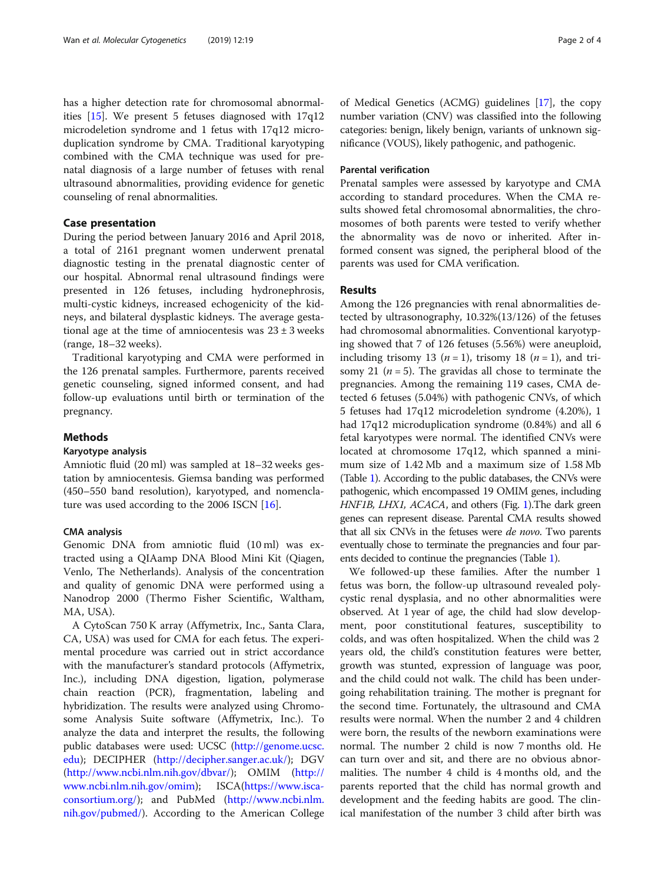has a higher detection rate for chromosomal abnormalities [15]. We present 5 fetuses diagnosed with 17q12 microdeletion syndrome and 1 fetus with 17q12 microduplication syndrome by CMA. Traditional karyotyping combined with the CMA technique was used for prenatal diagnosis of a large number of fetuses with renal ultrasound abnormalities, providing evidence for genetic counseling of renal abnormalities.

## Case presentation

During the period between January 2016 and April 2018, a total of 2161 pregnant women underwent prenatal diagnostic testing in the prenatal diagnostic center of our hospital. Abnormal renal ultrasound findings were presented in 126 fetuses, including hydronephrosis, multi-cystic kidneys, increased echogenicity of the kidneys, and bilateral dysplastic kidneys. The average gestational age at the time of amniocentesis was $23 \pm 3$ weeks (range, 18–32 weeks).

Traditional karyotyping and CMA were performed in the 126 prenatal samples. Furthermore, parents received genetic counseling, signed informed consent, and had follow-up evaluations until birth or termination of the pregnancy.

## Methods

### Karyotype analysis

Amniotic fluid (20 ml) was sampled at 18–32 weeks gestation by amniocentesis. Giemsa banding was performed (450–550 band resolution), karyotyped, and nomenclature was used according to the 2006 ISCN [16].

### CMA analysis

Genomic DNA from amniotic fluid (10 ml) was extracted using a QIAamp DNA Blood Mini Kit (Qiagen, Venlo, The Netherlands). Analysis of the concentration and quality of genomic DNA were performed using a Nanodrop 2000 (Thermo Fisher Scientific, Waltham, MA, USA).

A CytoScan 750 K array (Affymetrix, Inc., Santa Clara, CA, USA) was used for CMA for each fetus. The experimental procedure was carried out in strict accordance with the manufacturer's standard protocols (Affymetrix, Inc.), including DNA digestion, ligation, polymerase chain reaction (PCR), fragmentation, labeling and hybridization. The results were analyzed using Chromosome Analysis Suite software (Affymetrix, Inc.). To analyze the data and interpret the results, the following public databases were used: UCSC (http://genome.ucsc.edu); DECIPHER (http://decipher.sanger.ac.uk/); DGV (http://www.ncbi.nlm.nih.gov/dbvar/); OMIM (http://www.ncbi.nlm.nih.gov/omim); ISCA(https://www.isca-consortium.org/); and PubMed (http://www.ncbi.nlm.nih.gov/pubmed/). According to the American College of Medical Genetics (ACMG) guidelines [17], the copy number variation (CNV) was classified into the following categories: benign, likely benign, variants of unknown significance (VOUS), likely pathogenic, and pathogenic.

### Parental verification

Prenatal samples were assessed by karyotype and CMA according to standard procedures. When the CMA results showed fetal chromosomal abnormalities, the chromosomes of both parents were tested to verify whether the abnormality was de novo or inherited. After informed consent was signed, the peripheral blood of the parents was used for CMA verification.

## Results

Among the 126 pregnancies with renal abnormalities detected by ultrasonography, 10.32%(13/126) of the fetuses had chromosomal abnormalities. Conventional karyotyping showed that 7 of 126 fetuses (5.56%) were aneuploid, including trisomy 13 ($n = 1$), trisomy 18 ($n = 1$), and trisomy 21 ($n = 5$). The gravidas all chose to terminate the pregnancies. Among the remaining 119 cases, CMA detected 6 fetuses (5.04%) with pathogenic CNVs, of which 5 fetuses had 17q12 microdeletion syndrome (4.20%), 1 had 17q12 microduplication syndrome (0.84%) and all 6 fetal karyotypes were normal. The identified CNVs were located at chromosome 17q12, which spanned a minimum size of 1.42 Mb and a maximum size of 1.58 Mb (Table 1). According to the public databases, the CNVs were pathogenic, which encompassed 19 OMIM genes, including *HNF1B*, *LHX1*, *ACACA*, and others (Fig. 1).The dark green genes can represent disease. Parental CMA results showed that all six CNVs in the fetuses were *de novo*. Two parents eventually chose to terminate the pregnancies and four parents decided to continue the pregnancies (Table 1).

We followed-up these families. After the number 1 fetus was born, the follow-up ultrasound revealed polycystic renal dysplasia, and no other abnormalities were observed. At 1 year of age, the child had slow development, poor constitutional features, susceptibility to colds, and was often hospitalized. When the child was 2 years old, the child's constitution features were better, growth was stunted, expression of language was poor, and the child could not walk. The child has been undergoing rehabilitation training. The mother is pregnant for the second time. Fortunately, the ultrasound and CMA results were normal. When the number 2 and 4 children were born, the results of the newborn examinations were normal. The number 2 child is now 7 months old. He can turn over and sit, and there are no obvious abnormalities. The number 4 child is 4 months old, and the parents reported that the child has normal growth and development and the feeding habits are good. The clinical manifestation of the number 3 child after birth was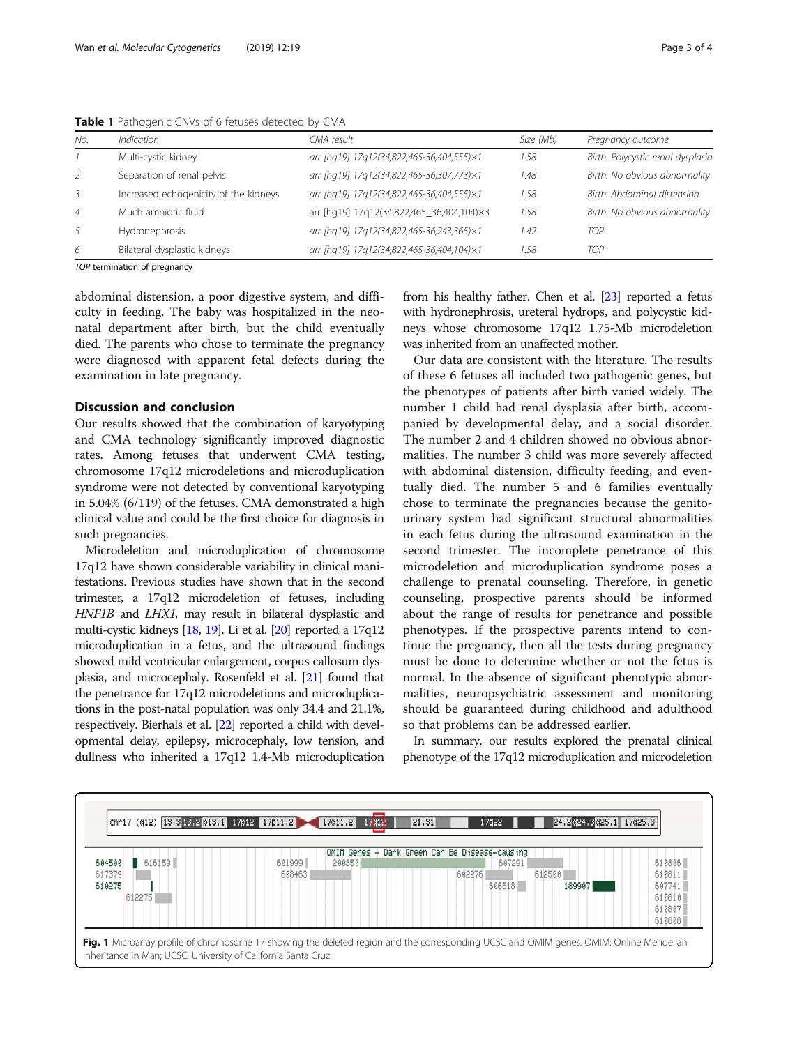**Table 1** Pathogenic CNVs of 6 fetuses detected by CMA

| No. | Indication | CMA result | Size (Mb) | Pregnancy outcome |
|---|---|---|---|---|
| 1 | Multi-cystic kidney | arr [hg19] 17q12(34,822,465-36,404,555)×1 | 1.58 | Birth. Polycystic renal dysplasia |
| 2 | Separation of renal pelvis | arr [hg19] 17q12(34,822,465-36,307,773)×1 | 1.48 | Birth. No obvious abnormality |
| 3 | Increased echogenicity of the kidneys | arr [hg19] 17q12(34,822,465-36,404,555)×1 | 1.58 | Birth. Abdominal distension |
| 4 | Much amniotic fluid | arr [hg19] 17q12(34,822,465_36,404,104)×3 | 1.58 | Birth. No obvious abnormality |
| 5 | Hydronephrosis | arr [hg19] 17q12(34,822,465-36,243,365)×1 | 1.42 | TOP |
| 6 | Bilateral dysplastic kidneys | arr [hg19] 17q12(34,822,465-36,404,104)×1 | 1.58 | TOP |

*TOP* termination of pregnancy

abdominal distension, a poor digestive system, and difficulty in feeding. The baby was hospitalized in the neonatal department after birth, but the child eventually died. The parents who chose to terminate the pregnancy were diagnosed with apparent fetal defects during the examination in late pregnancy.

## Discussion and conclusion

Our results showed that the combination of karyotyping and CMA technology significantly improved diagnostic rates. Among fetuses that underwent CMA testing, chromosome 17q12 microdeletions and microduplication syndrome were not detected by conventional karyotyping in 5.04% (6/119) of the fetuses. CMA demonstrated a high clinical value and could be the first choice for diagnosis in such pregnancies.

Microdeletion and microduplication of chromosome 17q12 have shown considerable variability in clinical manifestations. Previous studies have shown that in the second trimester, a 17q12 microdeletion of fetuses, including *HNF1B* and *LHX1*, may result in bilateral dysplastic and multi-cystic kidneys [18, 19]. Li et al. [20] reported a 17q12 microduplication in a fetus, and the ultrasound findings showed mild ventricular enlargement, corpus callosum dysplasia, and microcephaly. Rosenfeld et al. [21] found that the penetrance for 17q12 microdeletions and microduplications in the post-natal population was only 34.4 and 21.1%, respectively. Bierhals et al. [22] reported a child with developmental delay, epilepsy, microcephaly, low tension, and dullness who inherited a 17q12 1.4-Mb microduplication from his healthy father. Chen et al. [23] reported a fetus with hydronephrosis, ureteral hydrops, and polycystic kidneys whose chromosome 17q12 1.75-Mb microdeletion was inherited from an unaffected mother.

Our data are consistent with the literature. The results of these 6 fetuses all included two pathogenic genes, but the phenotypes of patients after birth varied widely. The number 1 child had renal dysplasia after birth, accompanied by developmental delay, and a social disorder. The number 2 and 4 children showed no obvious abnormalities. The number 3 child was more severely affected with abdominal distension, difficulty feeding, and eventually died. The number 5 and 6 families eventually chose to terminate the pregnancies because the genitourinary system had significant structural abnormalities in each fetus during the ultrasound examination in the second trimester. The incomplete penetrance of this microdeletion and microduplication syndrome poses a challenge to prenatal counseling. Therefore, in genetic counseling, prospective parents should be informed about the range of results for penetrance and possible phenotypes. If the prospective parents intend to continue the pregnancy, then all the tests during pregnancy must be done to determine whether or not the fetus is normal. In the absence of significant phenotypic abnormalities, neuropsychiatric assessment and monitoring should be guaranteed during childhood and adulthood so that problems can be addressed earlier.

In summary, our results explored the prenatal clinical phenotype of the 17q12 microduplication and microdeletion

**Fig. 1** Microarray profile of chromosome 17 showing the deleted region and the corresponding UCSC and OMIM genes. OMIM: Online Mendelian Inheritance in Man; UCSC: University of California Santa Cruz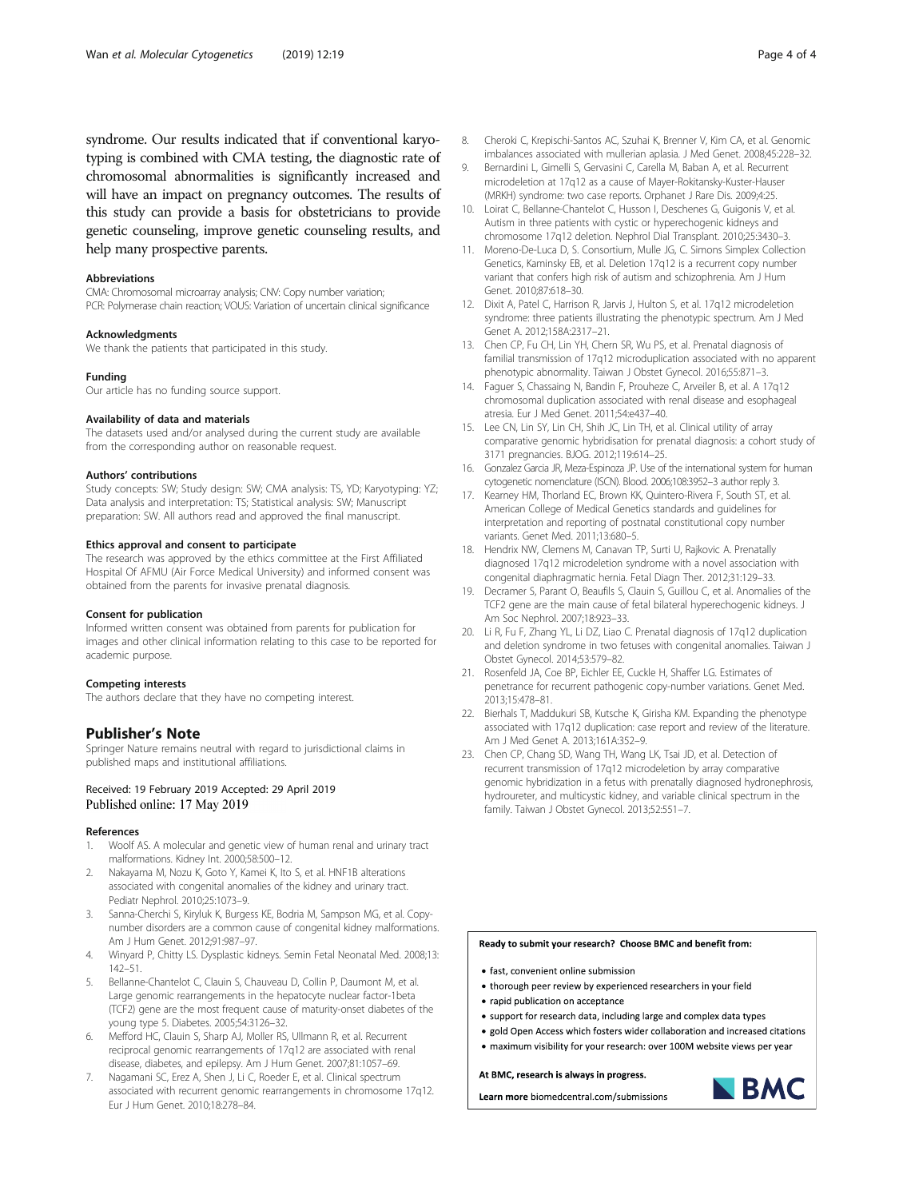syndrome. Our results indicated that if conventional karyotyping is combined with CMA testing, the diagnostic rate of chromosomal abnormalities is significantly increased and will have an impact on pregnancy outcomes. The results of this study can provide a basis for obstetricians to provide genetic counseling, improve genetic counseling results, and help many prospective parents.

### Abbreviations

CMA: Chromosomal microarray analysis; CNV: Copy number variation; PCR: Polymerase chain reaction; VOUS: Variation of uncertain clinical significance

### Acknowledgments

We thank the patients that participated in this study.

### Funding

Our article has no funding source support.

### Availability of data and materials

The datasets used and/or analysed during the current study are available from the corresponding author on reasonable request.

### Authors' contributions

Study concepts: SW; Study design: SW; CMA analysis: TS, YD; Karyotyping: YZ; Data analysis and interpretation: TS; Statistical analysis: SW; Manuscript preparation: SW. All authors read and approved the final manuscript.

### Ethics approval and consent to participate

The research was approved by the ethics committee at the First Affiliated Hospital Of AFMU (Air Force Medical University) and informed consent was obtained from the parents for invasive prenatal diagnosis.

### Consent for publication

Informed written consent was obtained from parents for publication for images and other clinical information relating to this case to be reported for academic purpose.

### Competing interests

The authors declare that they have no competing interest.

## Publisher's Note

Springer Nature remains neutral with regard to jurisdictional claims in published maps and institutional affiliations.

Received: 19 February 2019 Accepted: 29 April 2019
Published online: 17 May 2019

### References

1. Woolf AS. A molecular and genetic view of human renal and urinary tract malformations. Kidney Int. 2000;58:500–12.
2. Nakayama M, Nozu K, Goto Y, Kamei K, Ito S, et al. HNF1B alterations associated with congenital anomalies of the kidney and urinary tract. Pediatr Nephrol. 2010;25:1073–9.
3. Sanna-Cherchi S, Kiryluk K, Burgess KE, Bodria M, Sampson MG, et al. Copy-number disorders are a common cause of congenital kidney malformations. Am J Hum Genet. 2012;91:987–97.
4. Winyard P, Chitty LS. Dysplastic kidneys. Semin Fetal Neonatal Med. 2008;13:142–51.
5. Bellanne-Chantelot C, Clauin S, Chauveau D, Collin P, Daumont M, et al. Large genomic rearrangements in the hepatocyte nuclear factor-1beta (TCF2) gene are the most frequent cause of maturity-onset diabetes of the young type 5. Diabetes. 2005;54:3126–32.
6. Mefford HC, Clauin S, Sharp AJ, Moller RS, Ullmann R, et al. Recurrent reciprocal genomic rearrangements of 17q12 are associated with renal disease, diabetes, and epilepsy. Am J Hum Genet. 2007;81:1057–69.
7. Nagamani SC, Erez A, Shen J, Li C, Roeder E, et al. Clinical spectrum associated with recurrent genomic rearrangements in chromosome 17q12. Eur J Hum Genet. 2010;18:278–84.
8. Cheroki C, Krepischi-Santos AC, Szuhai K, Brenner V, Kim CA, et al. Genomic imbalances associated with mullerian aplasia. J Med Genet. 2008;45:228–32.
9. Bernardini L, Gimelli S, Gervasini C, Carella M, Baban A, et al. Recurrent microdeletion at 17q12 as a cause of Mayer-Rokitansky-Kuster-Hauser (MRKH) syndrome: two case reports. Orphanet J Rare Dis. 2009;4:25.
10. Loirat C, Bellanne-Chantelot C, Husson I, Deschenes G, Guigonis V, et al. Autism in three patients with cystic or hyperechogenic kidneys and chromosome 17q12 deletion. Nephrol Dial Transplant. 2010;25:3430–3.
11. Moreno-De-Luca D, S. Consortium, Mulle JG, C. Simons Simplex Collection Genetics, Kaminsky EB, et al. Deletion 17q12 is a recurrent copy number variant that confers high risk of autism and schizophrenia. Am J Hum Genet. 2010;87:618–30.
12. Dixit A, Patel C, Harrison R, Jarvis J, Hulton S, et al. 17q12 microdeletion syndrome: three patients illustrating the phenotypic spectrum. Am J Med Genet A. 2012;158A:2317–21.
13. Chen CP, Fu CH, Lin YH, Chern SR, Wu PS, et al. Prenatal diagnosis of familial transmission of 17q12 microduplication associated with no apparent phenotypic abnormality. Taiwan J Obstet Gynecol. 2016;55:871–3.
14. Faguer S, Chassaing N, Bandin F, Prouheze C, Arveiler B, et al. A 17q12 chromosomal duplication associated with renal disease and esophageal atresia. Eur J Med Genet. 2011;54:e437–40.
15. Lee CN, Lin SY, Lin CH, Shih JC, Lin TH, et al. Clinical utility of array comparative genomic hybridisation for prenatal diagnosis: a cohort study of 3171 pregnancies. BJOG. 2012;119:614–25.
16. Gonzalez Garcia JR, Meza-Espinoza JP. Use of the international system for human cytogenetic nomenclature (ISCN). Blood. 2006;108:3952–3 author reply 3.
17. Kearney HM, Thorland EC, Brown KK, Quintero-Rivera F, South ST, et al. American College of Medical Genetics standards and guidelines for interpretation and reporting of postnatal constitutional copy number variants. Genet Med. 2011;13:680–5.
18. Hendrix NW, Clemens M, Canavan TP, Surti U, Rajkovic A. Prenatally diagnosed 17q12 microdeletion syndrome with a novel association with congenital diaphragmatic hernia. Fetal Diagn Ther. 2012;31:129–33.
19. Decramer S, Parant O, Beaufils S, Clauin S, Guillou C, et al. Anomalies of the TCF2 gene are the main cause of fetal bilateral hyperechogenic kidneys. J Am Soc Nephrol. 2007;18:923–33.
20. Li R, Fu F, Zhang YL, Li DZ, Liao C. Prenatal diagnosis of 17q12 duplication and deletion syndrome in two fetuses with congenital anomalies. Taiwan J Obstet Gynecol. 2014;53:579–82.
21. Rosenfeld JA, Coe BP, Eichler EE, Cuckle H, Shaffer LG. Estimates of penetrance for recurrent pathogenic copy-number variations. Genet Med. 2013;15:478–81.
22. Bierhals T, Maddukuri SB, Kutsche K, Girisha KM. Expanding the phenotype associated with 17q12 duplication: case report and review of the literature. Am J Med Genet A. 2013;161A:352–9.
23. Chen CP, Chang SD, Wang TH, Wang LK, Tsai JD, et al. Detection of recurrent transmission of 17q12 microdeletion by array comparative genomic hybridization in a fetus with prenatally diagnosed hydronephrosis, hydroureter, and multicystic kidney, and variable clinical spectrum in the family. Taiwan J Obstet Gynecol. 2013;52:551–7.

**Ready to submit your research? Choose BMC and benefit from:**

- fast, convenient online submission
- thorough peer review by experienced researchers in your field
- rapid publication on acceptance
- support for research data, including large and complex data types
- gold Open Access which fosters wider collaboration and increased citations
- maximum visibility for your research: over 100M website views per year

**At BMC, research is always in progress.**

**Learn more** biomedcentral.com/submissions

BMC